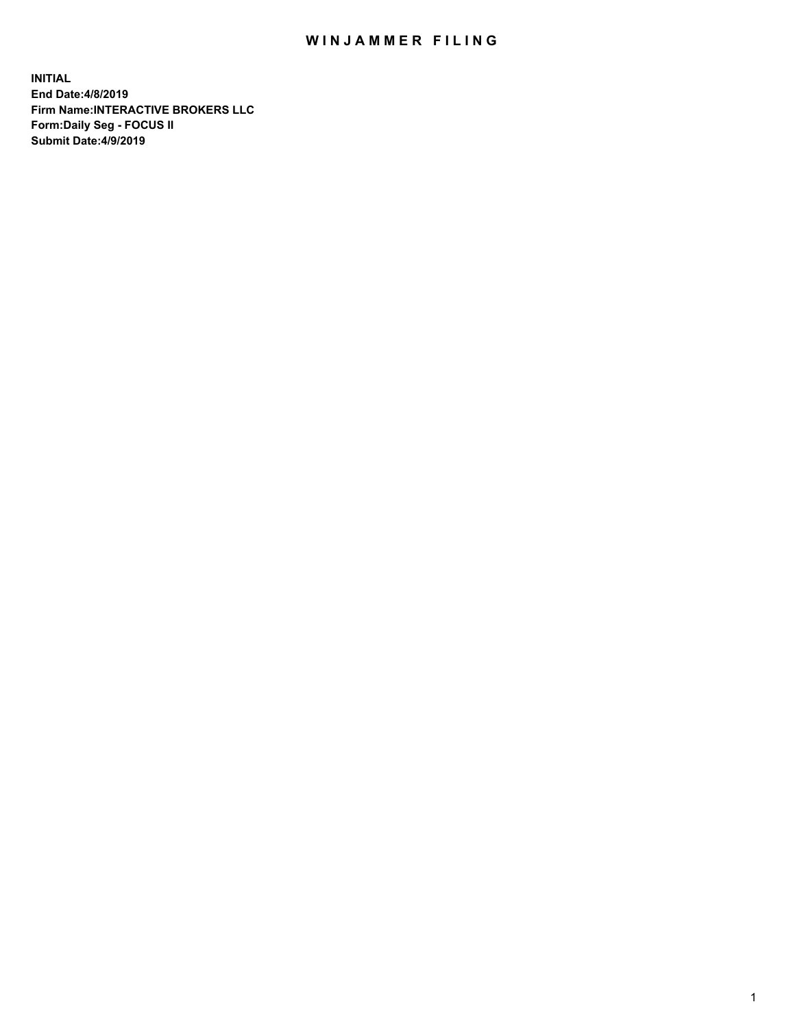# WINJAMMER FILING

**INITIAL**
**End Date:4/8/2019**
**Firm Name:INTERACTIVE BROKERS LLC**
**Form:Daily Seg - FOCUS II**
**Submit Date:4/9/2019**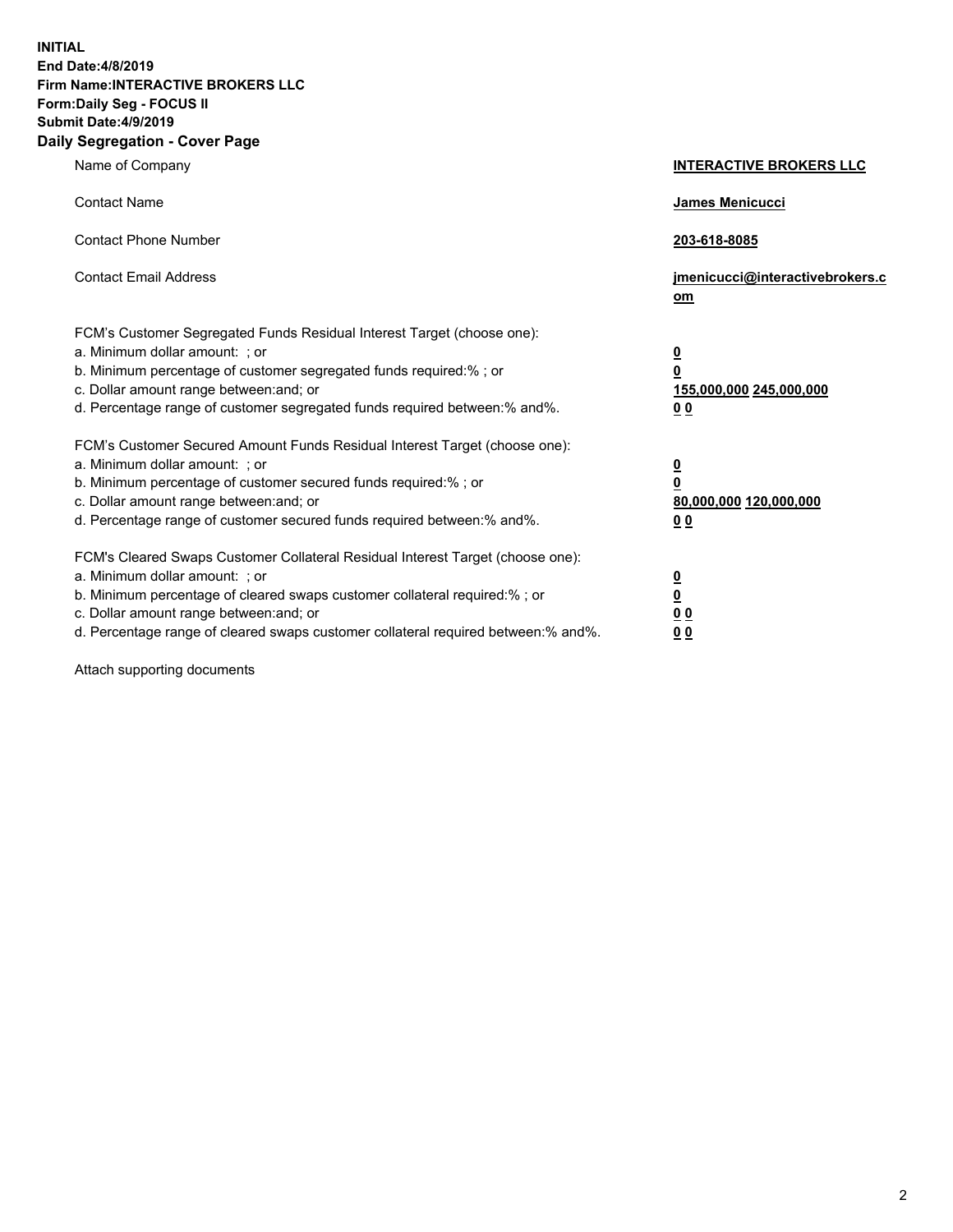**INITIAL**
**End Date:4/8/2019**
**Firm Name:INTERACTIVE BROKERS LLC**
**Form:Daily Seg - FOCUS II**
**Submit Date:4/9/2019**
**Daily Segregation - Cover Page**

| | |
|---|---|
| Name of Company | **INTERACTIVE BROKERS LLC** |
| Contact Name | **James Menicucci** |
| Contact Phone Number | **203-618-8085** |
| Contact Email Address | **jmenicucci@interactivebrokers.com** |
| FCM's Customer Segregated Funds Residual Interest Target (choose one): | |
| a. Minimum dollar amount: ; or | **0** |
| b. Minimum percentage of customer segregated funds required:% ; or | **0** |
| c. Dollar amount range between:and; or | **155,000,000 245,000,000** |
| d. Percentage range of customer segregated funds required between:% and%. | **0 0** |
| FCM's Customer Secured Amount Funds Residual Interest Target (choose one): | |
| a. Minimum dollar amount: ; or | **0** |
| b. Minimum percentage of customer secured funds required:% ; or | **0** |
| c. Dollar amount range between:and; or | **80,000,000 120,000,000** |
| d. Percentage range of customer secured funds required between:% and%. | **0 0** |
| FCM's Cleared Swaps Customer Collateral Residual Interest Target (choose one): | |
| a. Minimum dollar amount: ; or | **0** |
| b. Minimum percentage of cleared swaps customer collateral required:% ; or | **0** |
| c. Dollar amount range between:and; or | **0 0** |
| d. Percentage range of cleared swaps customer collateral required between:% and%. | **0 0** |

Attach supporting documents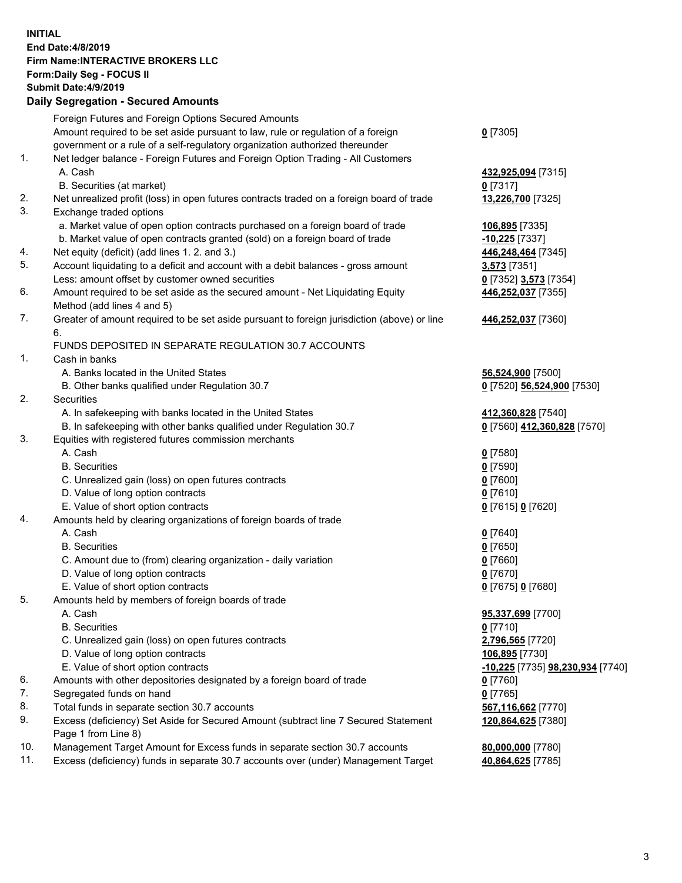**INITIAL**
**End Date:4/8/2019**
**Firm Name:INTERACTIVE BROKERS LLC**
**Form:Daily Seg - FOCUS II**
**Submit Date:4/9/2019**
**Daily Segregation - Secured Amounts**

| | | |
|---|---|---|
| | Foreign Futures and Foreign Options Secured Amounts | |
| | Amount required to be set aside pursuant to law, rule or regulation of a foreign government or a rule of a self-regulatory organization authorized thereunder | **0** [7305] |
| 1. | Net ledger balance - Foreign Futures and Foreign Option Trading - All Customers | |
| | A. Cash | **432,925,094** [7315] |
| | B. Securities (at market) | **0** [7317] |
| 2. | Net unrealized profit (loss) in open futures contracts traded on a foreign board of trade | **13,226,700** [7325] |
| 3. | Exchange traded options | |
| | a. Market value of open option contracts purchased on a foreign board of trade | **106,895** [7335] |
| | b. Market value of open contracts granted (sold) on a foreign board of trade | **-10,225** [7337] |
| 4. | Net equity (deficit) (add lines 1. 2. and 3.) | **446,248,464** [7345] |
| 5. | Account liquidating to a deficit and account with a debit balances - gross amount | **3,573** [7351] |
| | Less: amount offset by customer owned securities | **0** [7352] **3,573** [7354] |
| 6. | Amount required to be set aside as the secured amount - Net Liquidating Equity Method (add lines 4 and 5) | **446,252,037** [7355] |
| 7. | Greater of amount required to be set aside pursuant to foreign jurisdiction (above) or line 6. | **446,252,037** [7360] |
| | FUNDS DEPOSITED IN SEPARATE REGULATION 30.7 ACCOUNTS | |
| 1. | Cash in banks | |
| | A. Banks located in the United States | **56,524,900** [7500] |
| | B. Other banks qualified under Regulation 30.7 | **0** [7520] **56,524,900** [7530] |
| 2. | Securities | |
| | A. In safekeeping with banks located in the United States | **412,360,828** [7540] |
| | B. In safekeeping with other banks qualified under Regulation 30.7 | **0** [7560] **412,360,828** [7570] |
| 3. | Equities with registered futures commission merchants | |
| | A. Cash | **0** [7580] |
| | B. Securities | **0** [7590] |
| | C. Unrealized gain (loss) on open futures contracts | **0** [7600] |
| | D. Value of long option contracts | **0** [7610] |
| | E. Value of short option contracts | **0** [7615] **0** [7620] |
| 4. | Amounts held by clearing organizations of foreign boards of trade | |
| | A. Cash | **0** [7640] |
| | B. Securities | **0** [7650] |
| | C. Amount due to (from) clearing organization - daily variation | **0** [7660] |
| | D. Value of long option contracts | **0** [7670] |
| | E. Value of short option contracts | **0** [7675] **0** [7680] |
| 5. | Amounts held by members of foreign boards of trade | |
| | A. Cash | **95,337,699** [7700] |
| | B. Securities | **0** [7710] |
| | C. Unrealized gain (loss) on open futures contracts | **2,796,565** [7720] |
| | D. Value of long option contracts | **106,895** [7730] |
| | E. Value of short option contracts | **-10,225** [7735] **98,230,934** [7740] |
| 6. | Amounts with other depositories designated by a foreign board of trade | **0** [7760] |
| 7. | Segregated funds on hand | **0** [7765] |
| 8. | Total funds in separate section 30.7 accounts | **567,116,662** [7770] |
| 9. | Excess (deficiency) Set Aside for Secured Amount (subtract line 7 Secured Statement Page 1 from Line 8) | **120,864,625** [7380] |
| 10. | Management Target Amount for Excess funds in separate section 30.7 accounts | **80,000,000** [7780] |
| 11. | Excess (deficiency) funds in separate 30.7 accounts over (under) Management Target | **40,864,625** [7785] |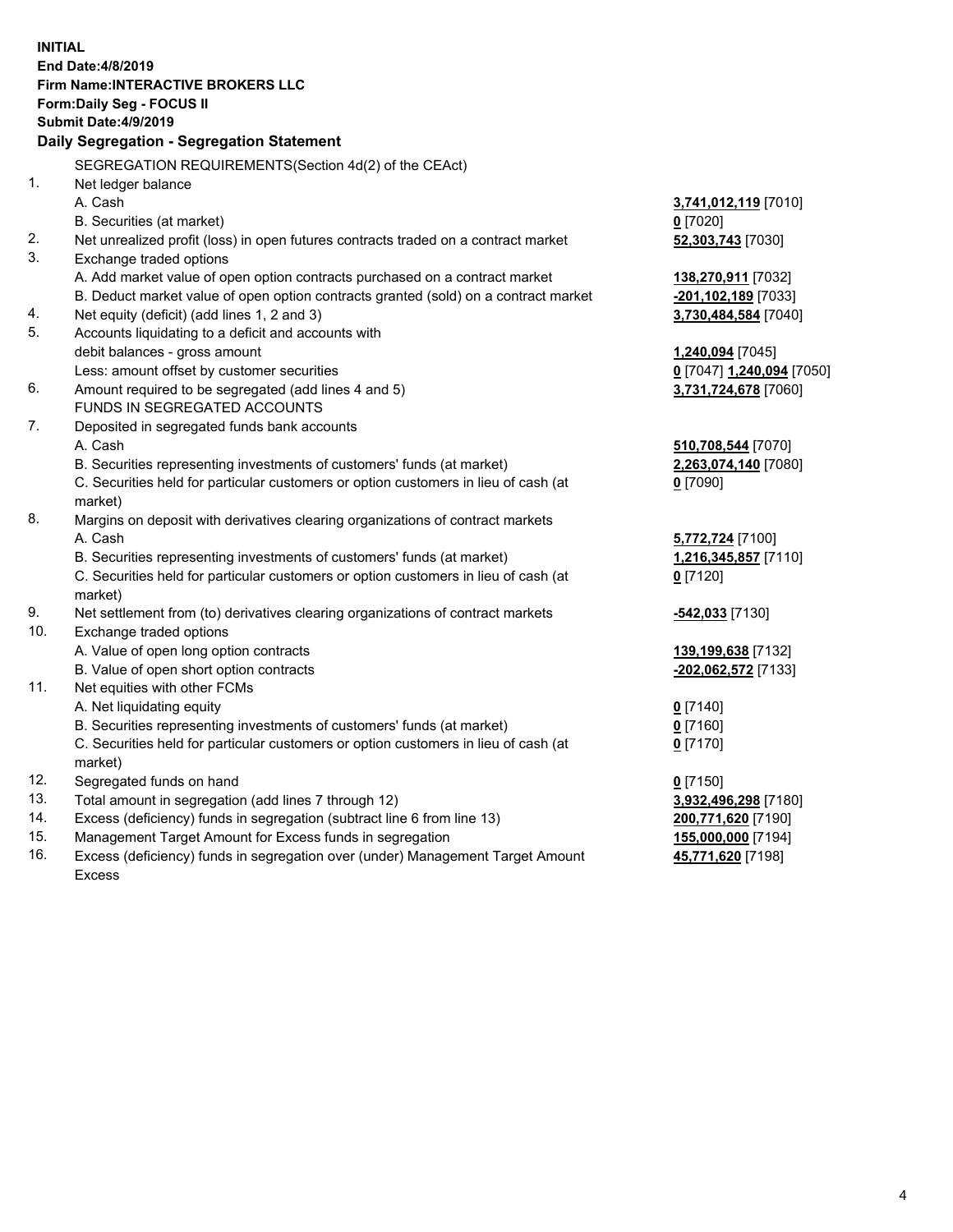**INITIAL**
**End Date:4/8/2019**
**Firm Name:INTERACTIVE BROKERS LLC**
**Form:Daily Seg - FOCUS II**
**Submit Date:4/9/2019**

### Daily Segregation - Segregation Statement

SEGREGATION REQUIREMENTS(Section 4d(2) of the CEAct)

| | | |
|---|---|---|
| 1. | Net ledger balance | |
| | A. Cash | **3,741,012,119** [7010] |
| | B. Securities (at market) | **0** [7020] |
| 2. | Net unrealized profit (loss) in open futures contracts traded on a contract market | **52,303,743** [7030] |
| 3. | Exchange traded options | |
| | A. Add market value of open option contracts purchased on a contract market | **138,270,911** [7032] |
| | B. Deduct market value of open option contracts granted (sold) on a contract market | **-201,102,189** [7033] |
| 4. | Net equity (deficit) (add lines 1, 2 and 3) | **3,730,484,584** [7040] |
| 5. | Accounts liquidating to a deficit and accounts with debit balances - gross amount | **1,240,094** [7045] |
| | Less: amount offset by customer securities | **0** [7047] **1,240,094** [7050] |
| 6. | Amount required to be segregated (add lines 4 and 5) | **3,731,724,678** [7060] |
| | FUNDS IN SEGREGATED ACCOUNTS | |
| 7. | Deposited in segregated funds bank accounts | |
| | A. Cash | **510,708,544** [7070] |
| | B. Securities representing investments of customers' funds (at market) | **2,263,074,140** [7080] |
| | C. Securities held for particular customers or option customers in lieu of cash (at market) | **0** [7090] |
| 8. | Margins on deposit with derivatives clearing organizations of contract markets | |
| | A. Cash | **5,772,724** [7100] |
| | B. Securities representing investments of customers' funds (at market) | **1,216,345,857** [7110] |
| | C. Securities held for particular customers or option customers in lieu of cash (at market) | **0** [7120] |
| 9. | Net settlement from (to) derivatives clearing organizations of contract markets | **-542,033** [7130] |
| 10. | Exchange traded options | |
| | A. Value of open long option contracts | **139,199,638** [7132] |
| | B. Value of open short option contracts | **-202,062,572** [7133] |
| 11. | Net equities with other FCMs | |
| | A. Net liquidating equity | **0** [7140] |
| | B. Securities representing investments of customers' funds (at market) | **0** [7160] |
| | C. Securities held for particular customers or option customers in lieu of cash (at market) | **0** [7170] |
| 12. | Segregated funds on hand | **0** [7150] |
| 13. | Total amount in segregation (add lines 7 through 12) | **3,932,496,298** [7180] |
| 14. | Excess (deficiency) funds in segregation (subtract line 6 from line 13) | **200,771,620** [7190] |
| 15. | Management Target Amount for Excess funds in segregation | **155,000,000** [7194] |
| 16. | Excess (deficiency) funds in segregation over (under) Management Target Amount Excess | **45,771,620** [7198] |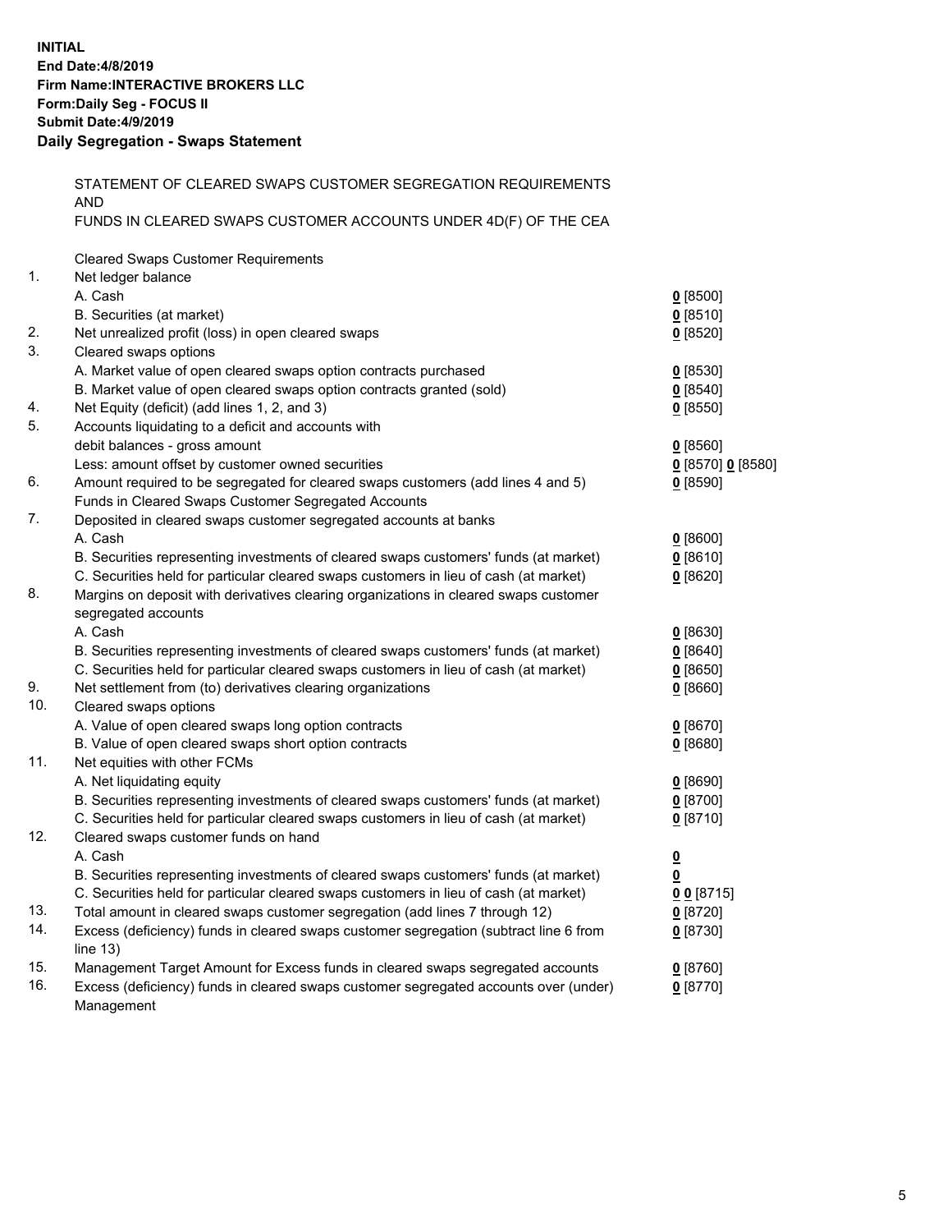**INITIAL**
**End Date:4/8/2019**
**Firm Name:INTERACTIVE BROKERS LLC**
**Form:Daily Seg - FOCUS II**
**Submit Date:4/9/2019**
**Daily Segregation - Swaps Statement**

STATEMENT OF CLEARED SWAPS CUSTOMER SEGREGATION REQUIREMENTS AND
FUNDS IN CLEARED SWAPS CUSTOMER ACCOUNTS UNDER 4D(F) OF THE CEA

| | | |
|---|---|---|
| | Cleared Swaps Customer Requirements | |
| 1. | Net ledger balance | |
| | A. Cash | 0 [8500] |
| | B. Securities (at market) | 0 [8510] |
| 2. | Net unrealized profit (loss) in open cleared swaps | 0 [8520] |
| 3. | Cleared swaps options | |
| | A. Market value of open cleared swaps option contracts purchased | 0 [8530] |
| | B. Market value of open cleared swaps option contracts granted (sold) | 0 [8540] |
| 4. | Net Equity (deficit) (add lines 1, 2, and 3) | 0 [8550] |
| 5. | Accounts liquidating to a deficit and accounts with | |
| | debit balances - gross amount | 0 [8560] |
| | Less: amount offset by customer owned securities | 0 [8570] 0 [8580] |
| 6. | Amount required to be segregated for cleared swaps customers (add lines 4 and 5) | 0 [8590] |
| | Funds in Cleared Swaps Customer Segregated Accounts | |
| 7. | Deposited in cleared swaps customer segregated accounts at banks | |
| | A. Cash | 0 [8600] |
| | B. Securities representing investments of cleared swaps customers' funds (at market) | 0 [8610] |
| | C. Securities held for particular cleared swaps customers in lieu of cash (at market) | 0 [8620] |
| 8. | Margins on deposit with derivatives clearing organizations in cleared swaps customer segregated accounts | |
| | A. Cash | 0 [8630] |
| | B. Securities representing investments of cleared swaps customers' funds (at market) | 0 [8640] |
| | C. Securities held for particular cleared swaps customers in lieu of cash (at market) | 0 [8650] |
| 9. | Net settlement from (to) derivatives clearing organizations | 0 [8660] |
| 10. | Cleared swaps options | |
| | A. Value of open cleared swaps long option contracts | 0 [8670] |
| | B. Value of open cleared swaps short option contracts | 0 [8680] |
| 11. | Net equities with other FCMs | |
| | A. Net liquidating equity | 0 [8690] |
| | B. Securities representing investments of cleared swaps customers' funds (at market) | 0 [8700] |
| | C. Securities held for particular cleared swaps customers in lieu of cash (at market) | 0 [8710] |
| 12. | Cleared swaps customer funds on hand | |
| | A. Cash | 0 |
| | B. Securities representing investments of cleared swaps customers' funds (at market) | 0 |
| | C. Securities held for particular cleared swaps customers in lieu of cash (at market) | 0 0 [8715] |
| 13. | Total amount in cleared swaps customer segregation (add lines 7 through 12) | 0 [8720] |
| 14. | Excess (deficiency) funds in cleared swaps customer segregation (subtract line 6 from line 13) | 0 [8730] |
| 15. | Management Target Amount for Excess funds in cleared swaps segregated accounts | 0 [8760] |
| 16. | Excess (deficiency) funds in cleared swaps customer segregated accounts over (under) Management | 0 [8770] |